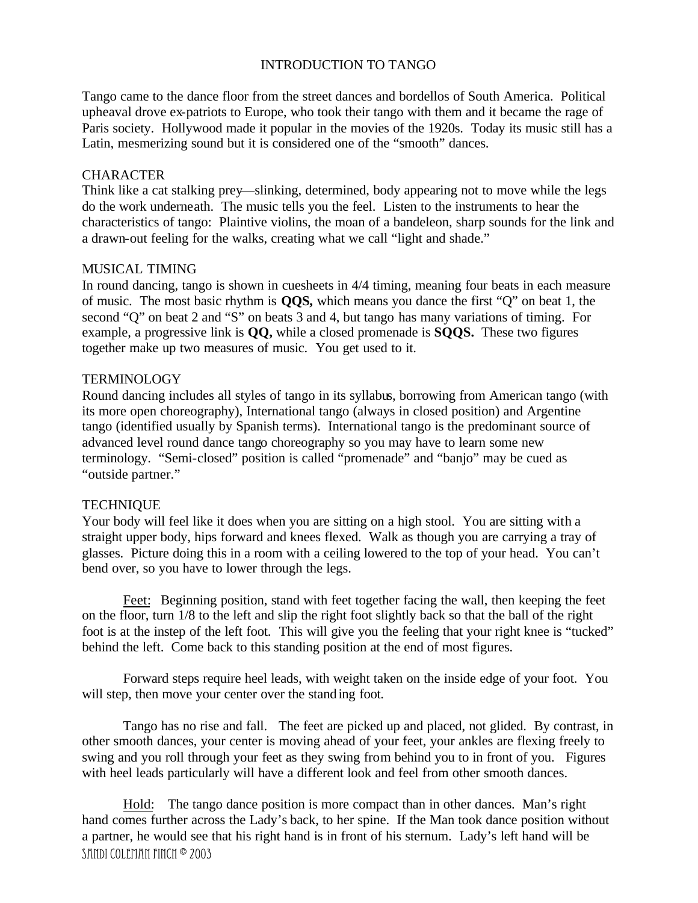# INTRODUCTION TO TANGO

Tango came to the dance floor from the street dances and bordellos of South America. Political upheaval drove ex-patriots to Europe, who took their tango with them and it became the rage of Paris society. Hollywood made it popular in the movies of the 1920s. Today its music still has a Latin, mesmerizing sound but it is considered one of the "smooth" dances.

## CHARACTER

Think like a cat stalking prey—slinking, determined, body appearing not to move while the legs do the work underneath. The music tells you the feel. Listen to the instruments to hear the characteristics of tango: Plaintive violins, the moan of a bandeleon, sharp sounds for the link and a drawn-out feeling for the walks, creating what we call "light and shade."

## MUSICAL TIMING

In round dancing, tango is shown in cuesheets in 4/4 timing, meaning four beats in each measure of music. The most basic rhythm is **QQS,** which means you dance the first "Q" on beat 1, the second "Q" on beat 2 and "S" on beats 3 and 4, but tango has many variations of timing. For example, a progressive link is **QQ,** while a closed promenade is **SQQS.** These two figures together make up two measures of music. You get used to it.

## TERMINOLOGY

Round dancing includes all styles of tango in its syllabus, borrowing from American tango (with its more open choreography), International tango (always in closed position) and Argentine tango (identified usually by Spanish terms). International tango is the predominant source of advanced level round dance tango choreography so you may have to learn some new terminology. "Semi-closed" position is called "promenade" and "banjo" may be cued as "outside partner."

## TECHNIQUE

Your body will feel like it does when you are sitting on a high stool. You are sitting with a straight upper body, hips forward and knees flexed. Walk as though you are carrying a tray of glasses. Picture doing this in a room with a ceiling lowered to the top of your head. You can't bend over, so you have to lower through the legs.

Feet: Beginning position, stand with feet together facing the wall, then keeping the feet on the floor, turn 1/8 to the left and slip the right foot slightly back so that the ball of the right foot is at the instep of the left foot. This will give you the feeling that your right knee is "tucked" behind the left. Come back to this standing position at the end of most figures.

Forward steps require heel leads, with weight taken on the inside edge of your foot. You will step, then move your center over the standing foot.

Tango has no rise and fall. The feet are picked up and placed, not glided. By contrast, in other smooth dances, your center is moving ahead of your feet, your ankles are flexing freely to swing and you roll through your feet as they swing from behind you to in front of you. Figures with heel leads particularly will have a different look and feel from other smooth dances.

Hold: The tango dance position is more compact than in other dances. Man's right hand comes further across the Lady's back, to her spine. If the Man took dance position without a partner, he would see that his right hand is in front of his sternum. Lady's left hand will be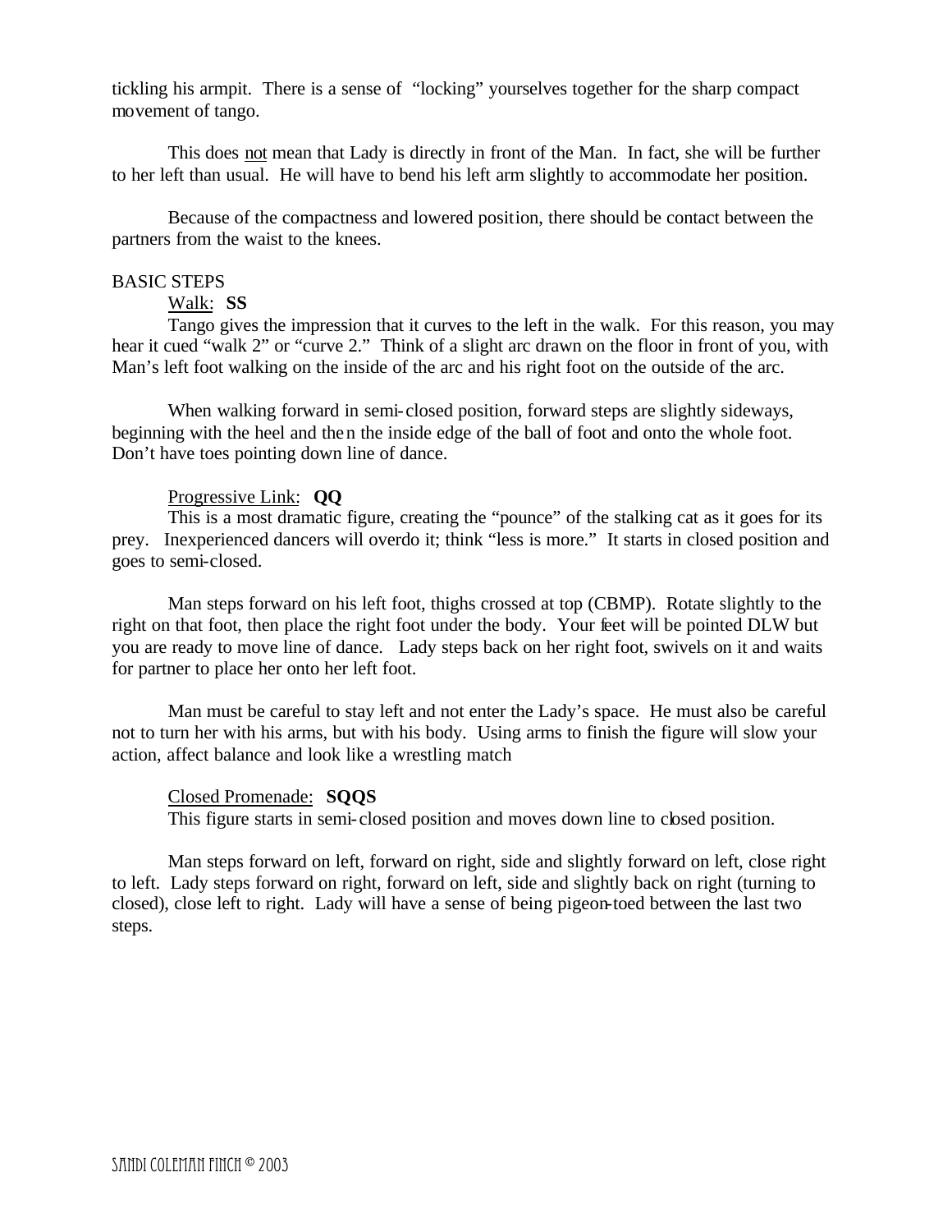tickling his armpit. There is a sense of "locking" yourselves together for the sharp compact movement of tango.

This does not mean that Lady is directly in front of the Man. In fact, she will be further to her left than usual. He will have to bend his left arm slightly to accommodate her position.

Because of the compactness and lowered position, there should be contact between the partners from the waist to the knees.

BASIC STEPS

Walk: **SS**

Tango gives the impression that it curves to the left in the walk. For this reason, you may hear it cued "walk 2" or "curve 2." Think of a slight arc drawn on the floor in front of you, with Man's left foot walking on the inside of the arc and his right foot on the outside of the arc.

When walking forward in semi-closed position, forward steps are slightly sideways, beginning with the heel and then the inside edge of the ball of foot and onto the whole foot. Don't have toes pointing down line of dance.

Progressive Link: **QQ**

This is a most dramatic figure, creating the "pounce" of the stalking cat as it goes for its prey. Inexperienced dancers will overdo it; think "less is more." It starts in closed position and goes to semi-closed.

Man steps forward on his left foot, thighs crossed at top (CBMP). Rotate slightly to the right on that foot, then place the right foot under the body. Your feet will be pointed DLW but you are ready to move line of dance. Lady steps back on her right foot, swivels on it and waits for partner to place her onto her left foot.

Man must be careful to stay left and not enter the Lady's space. He must also be careful not to turn her with his arms, but with his body. Using arms to finish the figure will slow your action, affect balance and look like a wrestling match

Closed Promenade: **SQQS**

This figure starts in semi-closed position and moves down line to closed position.

Man steps forward on left, forward on right, side and slightly forward on left, close right to left. Lady steps forward on right, forward on left, side and slightly back on right (turning to closed), close left to right. Lady will have a sense of being pigeon-toed between the last two steps.